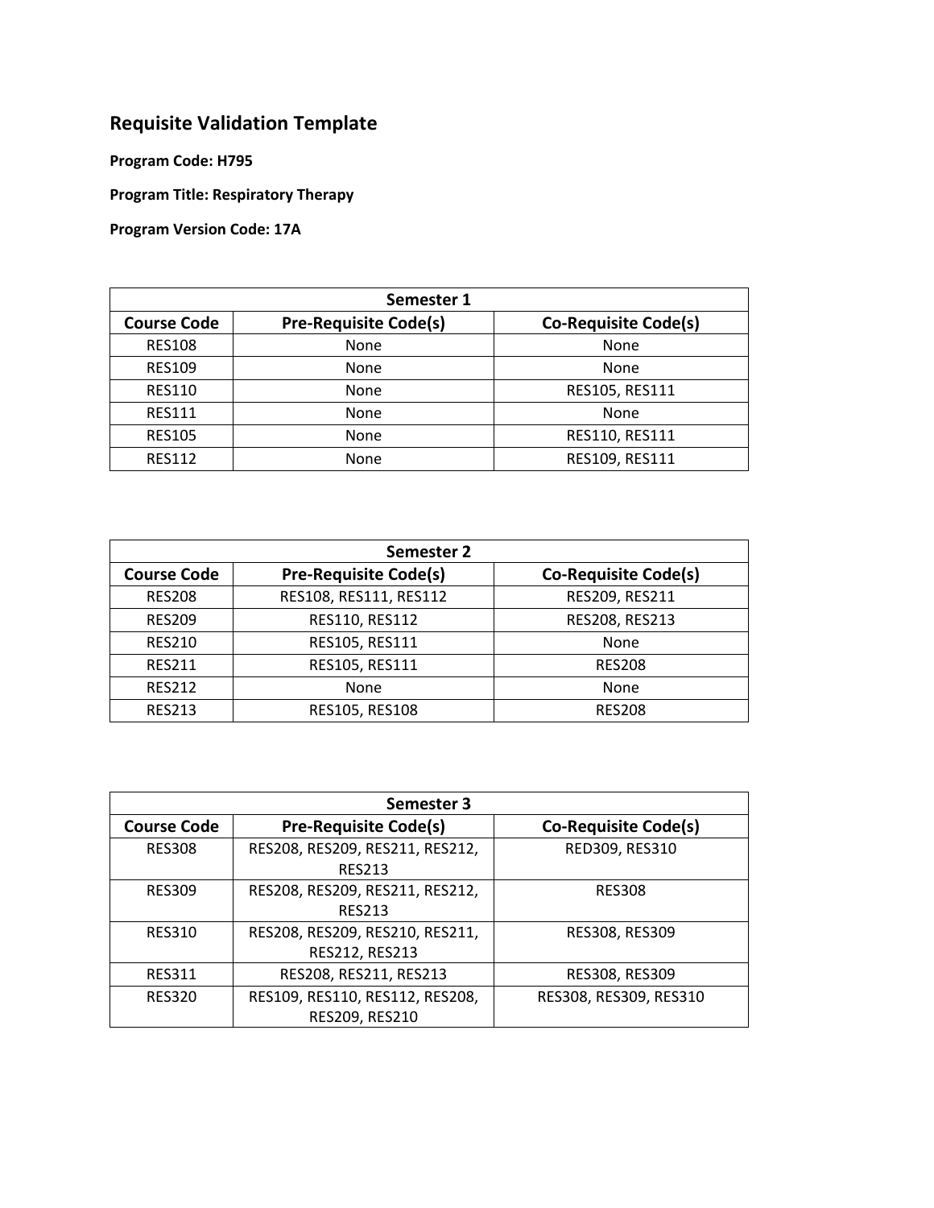# Requisite Validation Template

**Program Code: H795**

**Program Title: Respiratory Therapy**

**Program Version Code: 17A**

| Semester 1 | | |
|---|---|---|
| **Course Code** | **Pre-Requisite Code(s)** | **Co-Requisite Code(s)** |
| RES108 | None | None |
| RES109 | None | None |
| RES110 | None | RES105, RES111 |
| RES111 | None | None |
| RES105 | None | RES110, RES111 |
| RES112 | None | RES109, RES111 |

| Semester 2 | | |
|---|---|---|
| **Course Code** | **Pre-Requisite Code(s)** | **Co-Requisite Code(s)** |
| RES208 | RES108, RES111, RES112 | RES209, RES211 |
| RES209 | RES110, RES112 | RES208, RES213 |
| RES210 | RES105, RES111 | None |
| RES211 | RES105, RES111 | RES208 |
| RES212 | None | None |
| RES213 | RES105, RES108 | RES208 |

| Semester 3 | | |
|---|---|---|
| **Course Code** | **Pre-Requisite Code(s)** | **Co-Requisite Code(s)** |
| RES308 | RES208, RES209, RES211, RES212, RES213 | RED309, RES310 |
| RES309 | RES208, RES209, RES211, RES212, RES213 | RES308 |
| RES310 | RES208, RES209, RES210, RES211, RES212, RES213 | RES308, RES309 |
| RES311 | RES208, RES211, RES213 | RES308, RES309 |
| RES320 | RES109, RES110, RES112, RES208, RES209, RES210 | RES308, RES309, RES310 |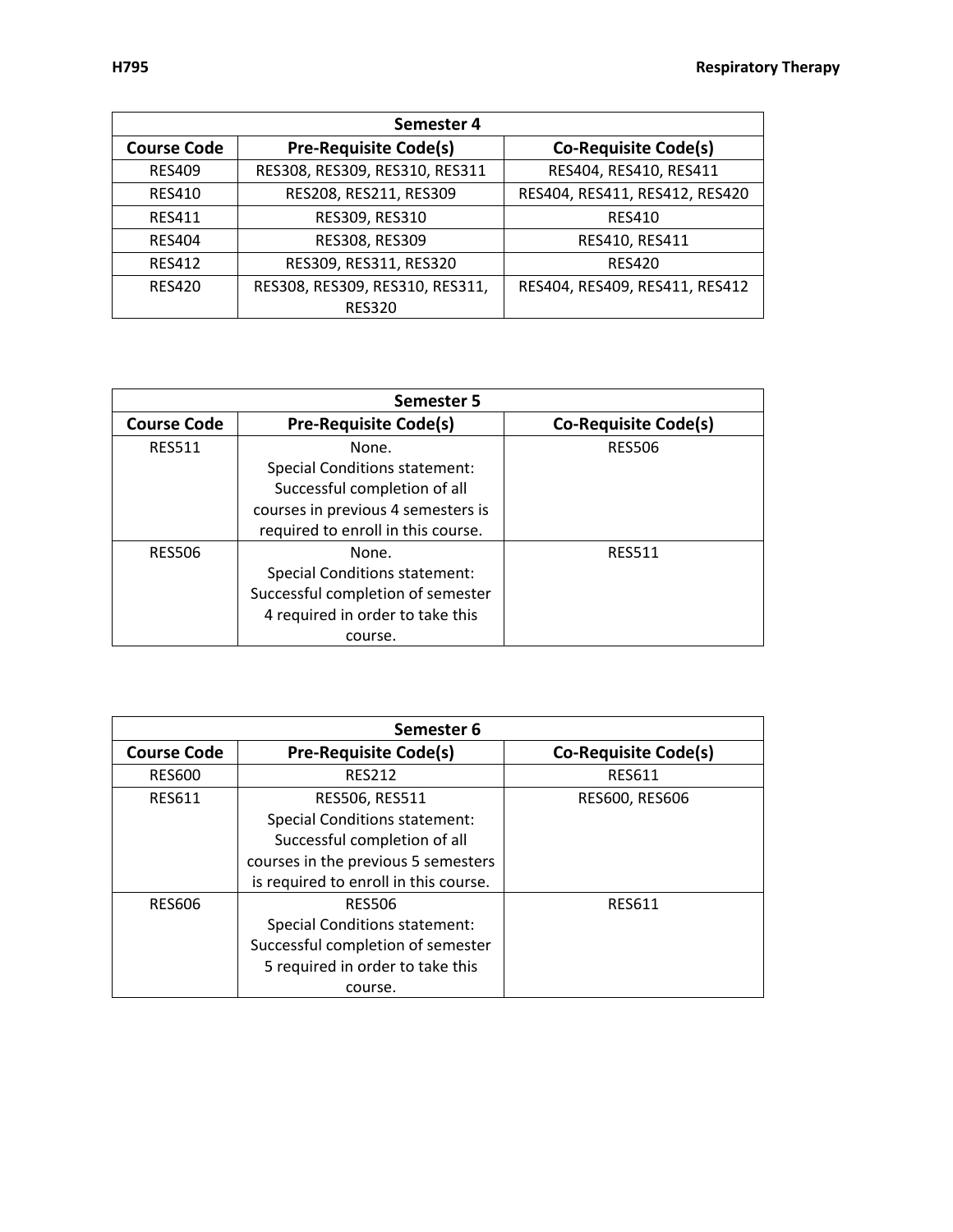| Semester 4 | | |
|---|---|---|
| **Course Code** | **Pre-Requisite Code(s)** | **Co-Requisite Code(s)** |
| RES409 | RES308, RES309, RES310, RES311 | RES404, RES410, RES411 |
| RES410 | RES208, RES211, RES309 | RES404, RES411, RES412, RES420 |
| RES411 | RES309, RES310 | RES410 |
| RES404 | RES308, RES309 | RES410, RES411 |
| RES412 | RES309, RES311, RES320 | RES420 |
| RES420 | RES308, RES309, RES310, RES311, RES320 | RES404, RES409, RES411, RES412 |

| Semester 5 | | |
|---|---|---|
| **Course Code** | **Pre-Requisite Code(s)** | **Co-Requisite Code(s)** |
| RES511 | None. Special Conditions statement: Successful completion of all courses in previous 4 semesters is required to enroll in this course. | RES506 |
| RES506 | None. Special Conditions statement: Successful completion of semester 4 required in order to take this course. | RES511 |

| Semester 6 | | |
|---|---|---|
| **Course Code** | **Pre-Requisite Code(s)** | **Co-Requisite Code(s)** |
| RES600 | RES212 | RES611 |
| RES611 | RES506, RES511 Special Conditions statement: Successful completion of all courses in the previous 5 semesters is required to enroll in this course. | RES600, RES606 |
| RES606 | RES506 Special Conditions statement: Successful completion of semester 5 required in order to take this course. | RES611 |